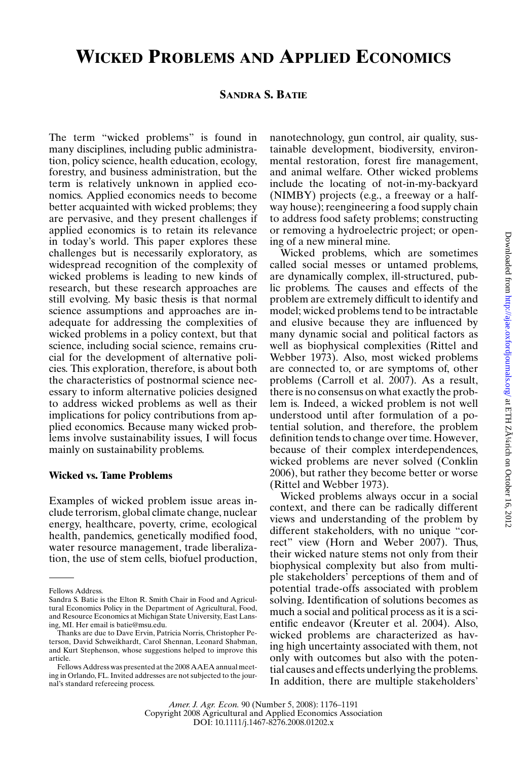# Wicked Problems and Applied Economics

**Sandra S. Batie**

The term "wicked problems" is found in many disciplines, including public administration, policy science, health education, ecology, forestry, and business administration, but the term is relatively unknown in applied economics. Applied economics needs to become better acquainted with wicked problems; they are pervasive, and they present challenges if applied economics is to retain its relevance in today's world. This paper explores these challenges but is necessarily exploratory, as widespread recognition of the complexity of wicked problems is leading to new kinds of research, but these research approaches are still evolving. My basic thesis is that normal science assumptions and approaches are inadequate for addressing the complexities of wicked problems in a policy context, but that science, including social science, remains crucial for the development of alternative policies. This exploration, therefore, is about both the characteristics of postnormal science necessary to inform alternative policies designed to address wicked problems as well as their implications for policy contributions from applied economics. Because many wicked problems involve sustainability issues, I will focus mainly on sustainability problems.

## Wicked vs. Tame Problems

Examples of wicked problem issue areas include terrorism, global climate change, nuclear energy, healthcare, poverty, crime, ecological health, pandemics, genetically modified food, water resource management, trade liberalization, the use of stem cells, biofuel production, nanotechnology, gun control, air quality, sustainable development, biodiversity, environmental restoration, forest fire management, and animal welfare. Other wicked problems include the locating of not-in-my-backyard (NIMBY) projects (e.g., a freeway or a halfway house); reengineering a food supply chain to address food safety problems; constructing or removing a hydroelectric project; or opening of a new mineral mine.

Wicked problems, which are sometimes called social messes or untamed problems, are dynamically complex, ill-structured, public problems. The causes and effects of the problem are extremely difficult to identify and model; wicked problems tend to be intractable and elusive because they are influenced by many dynamic social and political factors as well as biophysical complexities (Rittel and Webber 1973). Also, most wicked problems are connected to, or are symptoms of, other problems (Carroll et al. 2007). As a result, there is no consensus on what exactly the problem is. Indeed, a wicked problem is not well understood until after formulation of a potential solution, and therefore, the problem definition tends to change over time. However, because of their complex interdependences, wicked problems are never solved (Conklin 2006), but rather they become better or worse (Rittel and Webber 1973).

Wicked problems always occur in a social context, and there can be radically different views and understanding of the problem by different stakeholders, with no unique "correct" view (Horn and Weber 2007). Thus, their wicked nature stems not only from their biophysical complexity but also from multiple stakeholders' perceptions of them and of potential trade-offs associated with problem solving. Identification of solutions becomes as much a social and political process as it is a scientific endeavor (Kreuter et al. 2004). Also, wicked problems are characterized as having high uncertainty associated with them, not only with outcomes but also with the potential causes and effects underlying the problems. In addition, there are multiple stakeholders'

---

Fellows Address.

Sandra S. Batie is the Elton R. Smith Chair in Food and Agricultural Economics Policy in the Department of Agricultural, Food, and Resource Economics at Michigan State University, East Lansing, MI. Her email is batie@msu.edu.

Thanks are due to Dave Ervin, Patricia Norris, Christopher Peterson, David Schweikhardt, Carol Shennan, Leonard Shabman, and Kurt Stephenson, whose suggestions helped to improve this article.

Fellows Address was presented at the 2008 AAEA annual meeting in Orlando, FL. Invited addresses are not subjected to the journal's standard refereeing process.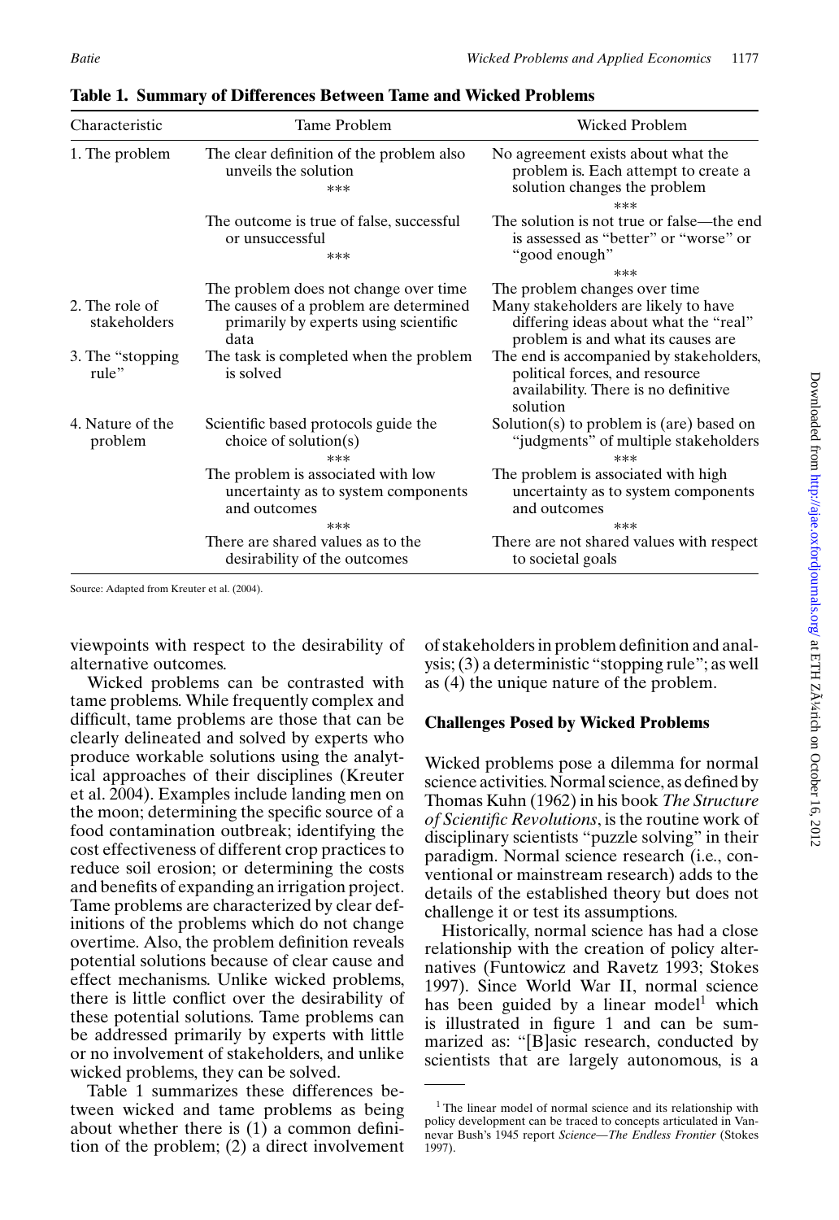**Table 1. Summary of Differences Between Tame and Wicked Problems**

| Characteristic | Tame Problem | Wicked Problem |
|---|---|---|
| 1. The problem | The clear definition of the problem also unveils the solution<br>*** | No agreement exists about what the problem is. Each attempt to create a solution changes the problem<br>*** |
| | The outcome is true of false, successful or unsuccessful<br>*** | The solution is not true or false—the end is assessed as "better" or "worse" or "good enough"<br>*** |
| | The problem does not change over time | The problem changes over time |
| 2. The role of stakeholders | The causes of a problem are determined primarily by experts using scientific data | Many stakeholders are likely to have differing ideas about what the "real" problem is and what its causes are |
| 3. The "stopping rule" | The task is completed when the problem is solved | The end is accompanied by stakeholders, political forces, and resource availability. There is no definitive solution |
| 4. Nature of the problem | Scientific based protocols guide the choice of solution(s)<br>*** | Solution(s) to problem is (are) based on "judgments" of multiple stakeholders<br>*** |
| | The problem is associated with low uncertainty as to system components and outcomes<br>*** | The problem is associated with high uncertainty as to system components and outcomes<br>*** |
| | There are shared values as to the desirability of the outcomes | There are not shared values with respect to societal goals |

Source: Adapted from Kreuter et al. (2004).

viewpoints with respect to the desirability of alternative outcomes.

Wicked problems can be contrasted with tame problems. While frequently complex and difficult, tame problems are those that can be clearly delineated and solved by experts who produce workable solutions using the analytical approaches of their disciplines (Kreuter et al. 2004). Examples include landing men on the moon; determining the specific source of a food contamination outbreak; identifying the cost effectiveness of different crop practices to reduce soil erosion; or determining the costs and benefits of expanding an irrigation project. Tame problems are characterized by clear definitions of the problems which do not change overtime. Also, the problem definition reveals potential solutions because of clear cause and effect mechanisms. Unlike wicked problems, there is little conflict over the desirability of these potential solutions. Tame problems can be addressed primarily by experts with little or no involvement of stakeholders, and unlike wicked problems, they can be solved.

Table 1 summarizes these differences between wicked and tame problems as being about whether there is (1) a common definition of the problem; (2) a direct involvement of stakeholders in problem definition and analysis; (3) a deterministic "stopping rule"; as well as (4) the unique nature of the problem.

## Challenges Posed by Wicked Problems

Wicked problems pose a dilemma for normal science activities. Normal science, as defined by Thomas Kuhn (1962) in his book *The Structure of Scientific Revolutions*, is the routine work of disciplinary scientists "puzzle solving" in their paradigm. Normal science research (i.e., conventional or mainstream research) adds to the details of the established theory but does not challenge it or test its assumptions.

Historically, normal science has had a close relationship with the creation of policy alternatives (Funtowicz and Ravetz 1993; Stokes 1997). Since World War II, normal science has been guided by a linear model[1] which is illustrated in figure 1 and can be summarized as: "[B]asic research, conducted by scientists that are largely autonomous, is a

[1] The linear model of normal science and its relationship with policy development can be traced to concepts articulated in Vannevar Bush's 1945 report *Science—The Endless Frontier* (Stokes 1997).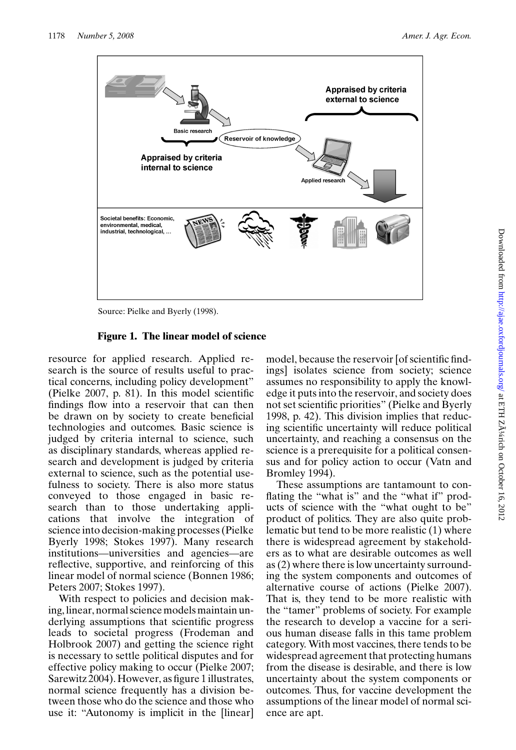Source: Pielke and Byerly (1998).

**Figure 1. The linear model of science**

resource for applied research. Applied research is the source of results useful to practical concerns, including policy development" (Pielke 2007, p. 81). In this model scientific findings flow into a reservoir that can then be drawn on by society to create beneficial technologies and outcomes. Basic science is judged by criteria internal to science, such as disciplinary standards, whereas applied research and development is judged by criteria external to science, such as the potential usefulness to society. There is also more status conveyed to those engaged in basic research than to those undertaking applications that involve the integration of science into decision-making processes (Pielke Byerly 1998; Stokes 1997). Many research institutions—universities and agencies—are reflective, supportive, and reinforcing of this linear model of normal science (Bonnen 1986; Peters 2007; Stokes 1997).

With respect to policies and decision making, linear, normal science models maintain underlying assumptions that scientific progress leads to societal progress (Frodeman and Holbrook 2007) and getting the science right is necessary to settle political disputes and for effective policy making to occur (Pielke 2007; Sarewitz 2004). However, as figure 1 illustrates, normal science frequently has a division between those who do the science and those who use it: "Autonomy is implicit in the [linear] model, because the reservoir [of scientific findings] isolates science from society; science assumes no responsibility to apply the knowledge it puts into the reservoir, and society does not set scientific priorities" (Pielke and Byerly 1998, p. 42). This division implies that reducing scientific uncertainty will reduce political uncertainty, and reaching a consensus on the science is a prerequisite for a political consensus and for policy action to occur (Vatn and Bromley 1994).

These assumptions are tantamount to conflating the "what is" and the "what if" products of science with the "what ought to be" product of politics. They are also quite problematic but tend to be more realistic (1) where there is widespread agreement by stakeholders as to what are desirable outcomes as well as (2) where there is low uncertainty surrounding the system components and outcomes of alternative course of actions (Pielke 2007). That is, they tend to be more realistic with the "tamer" problems of society. For example the research to develop a vaccine for a serious human disease falls in this tame problem category. With most vaccines, there tends to be widespread agreement that protecting humans from the disease is desirable, and there is low uncertainty about the system components or outcomes. Thus, for vaccine development the assumptions of the linear model of normal science are apt.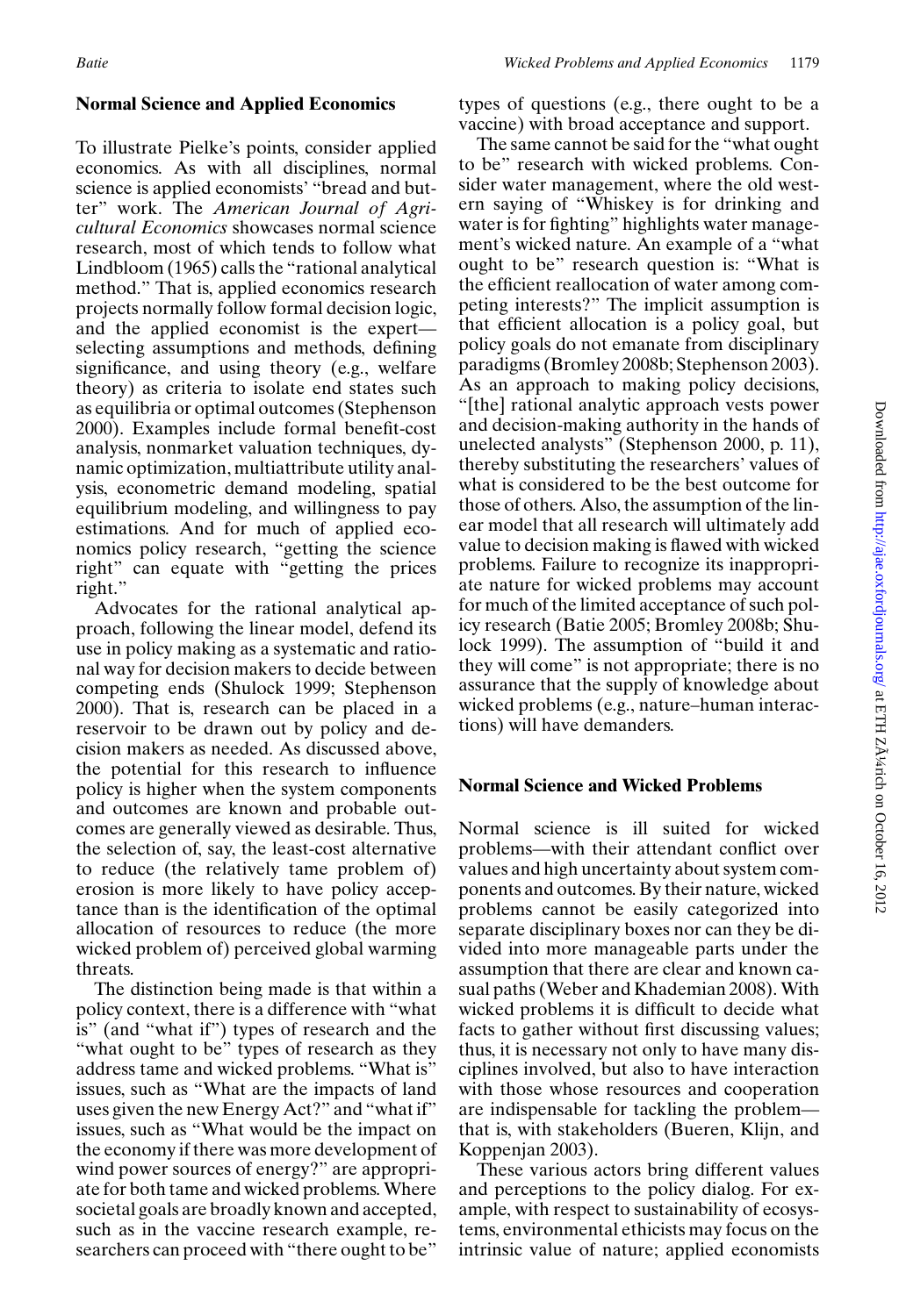## Normal Science and Applied Economics

To illustrate Pielke's points, consider applied economics. As with all disciplines, normal science is applied economists' "bread and butter" work. The *American Journal of Agricultural Economics* showcases normal science research, most of which tends to follow what Lindbloom (1965) calls the "rational analytical method." That is, applied economics research projects normally follow formal decision logic, and the applied economist is the expert—selecting assumptions and methods, defining significance, and using theory (e.g., welfare theory) as criteria to isolate end states such as equilibria or optimal outcomes (Stephenson 2000). Examples include formal benefit-cost analysis, nonmarket valuation techniques, dynamic optimization, multiattribute utility analysis, econometric demand modeling, spatial equilibrium modeling, and willingness to pay estimations. And for much of applied economics policy research, "getting the science right" can equate with "getting the prices right."

Advocates for the rational analytical approach, following the linear model, defend its use in policy making as a systematic and rational way for decision makers to decide between competing ends (Shulock 1999; Stephenson 2000). That is, research can be placed in a reservoir to be drawn out by policy and decision makers as needed. As discussed above, the potential for this research to influence policy is higher when the system components and outcomes are known and probable outcomes are generally viewed as desirable. Thus, the selection of, say, the least-cost alternative to reduce (the relatively tame problem of) erosion is more likely to have policy acceptance than is the identification of the optimal allocation of resources to reduce (the more wicked problem of) perceived global warming threats.

The distinction being made is that within a policy context, there is a difference with "what is" (and "what if") types of research and the "what ought to be" types of research as they address tame and wicked problems. "What is" issues, such as "What are the impacts of land uses given the new Energy Act?" and "what if" issues, such as "What would be the impact on the economy if there was more development of wind power sources of energy?" are appropriate for both tame and wicked problems. Where societal goals are broadly known and accepted, such as in the vaccine research example, researchers can proceed with "there ought to be" types of questions (e.g., there ought to be a vaccine) with broad acceptance and support.

The same cannot be said for the "what ought to be" research with wicked problems. Consider water management, where the old western saying of "Whiskey is for drinking and water is for fighting" highlights water management's wicked nature. An example of a "what ought to be" research question is: "What is the efficient reallocation of water among competing interests?" The implicit assumption is that efficient allocation is a policy goal, but policy goals do not emanate from disciplinary paradigms (Bromley 2008b; Stephenson 2003). As an approach to making policy decisions, "[the] rational analytic approach vests power and decision-making authority in the hands of unelected analysts" (Stephenson 2000, p. 11), thereby substituting the researchers' values of what is considered to be the best outcome for those of others. Also, the assumption of the linear model that all research will ultimately add value to decision making is flawed with wicked problems. Failure to recognize its inappropriate nature for wicked problems may account for much of the limited acceptance of such policy research (Batie 2005; Bromley 2008b; Shulock 1999). The assumption of "build it and they will come" is not appropriate; there is no assurance that the supply of knowledge about wicked problems (e.g., nature–human interactions) will have demanders.

## Normal Science and Wicked Problems

Normal science is ill suited for wicked problems—with their attendant conflict over values and high uncertainty about system components and outcomes. By their nature, wicked problems cannot be easily categorized into separate disciplinary boxes nor can they be divided into more manageable parts under the assumption that there are clear and known casual paths (Weber and Khademian 2008). With wicked problems it is difficult to decide what facts to gather without first discussing values; thus, it is necessary not only to have many disciplines involved, but also to have interaction with those whose resources and cooperation are indispensable for tackling the problem—that is, with stakeholders (Bueren, Klijn, and Koppenjan 2003).

These various actors bring different values and perceptions to the policy dialog. For example, with respect to sustainability of ecosystems, environmental ethicists may focus on the intrinsic value of nature; applied economists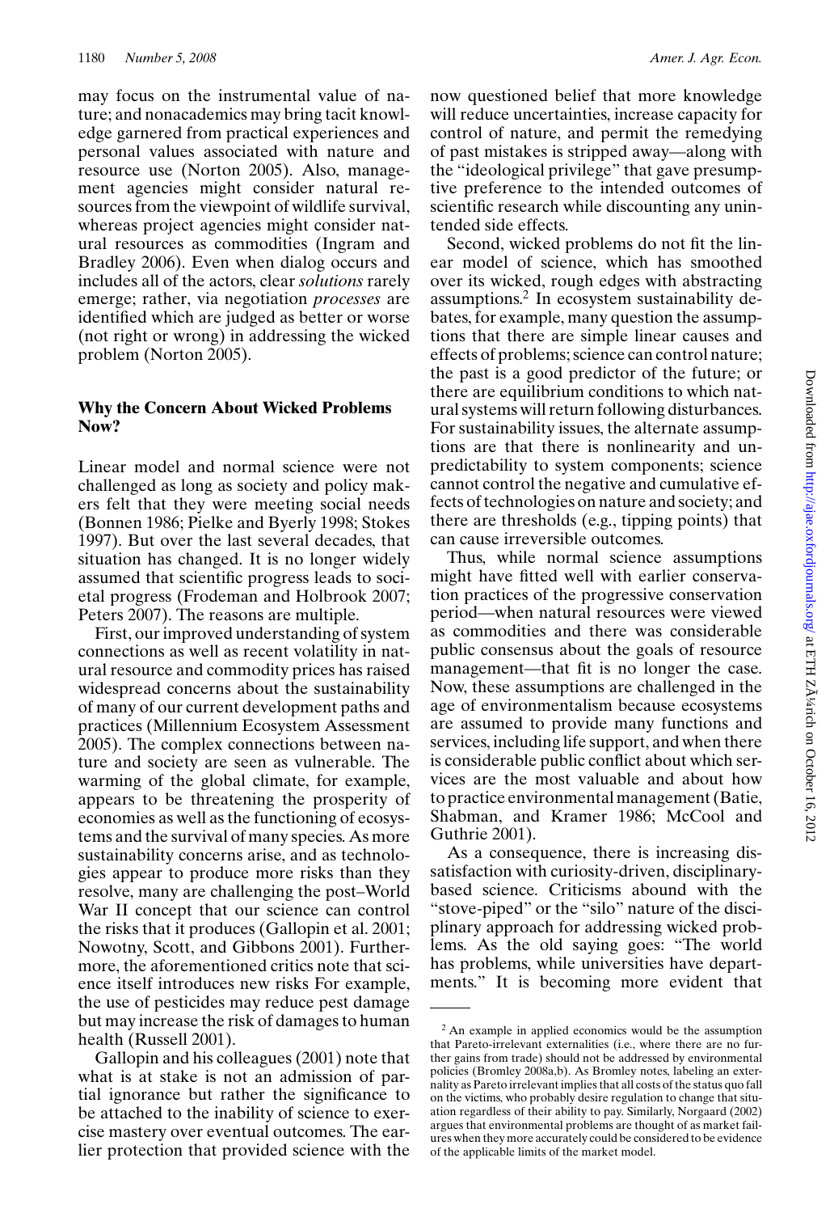may focus on the instrumental value of nature; and nonacademics may bring tacit knowledge garnered from practical experiences and personal values associated with nature and resource use (Norton 2005). Also, management agencies might consider natural resources from the viewpoint of wildlife survival, whereas project agencies might consider natural resources as commodities (Ingram and Bradley 2006). Even when dialog occurs and includes all of the actors, clear *solutions* rarely emerge; rather, via negotiation *processes* are identified which are judged as better or worse (not right or wrong) in addressing the wicked problem (Norton 2005).

## Why the Concern About Wicked Problems Now?

Linear model and normal science were not challenged as long as society and policy makers felt that they were meeting social needs (Bonnen 1986; Pielke and Byerly 1998; Stokes 1997). But over the last several decades, that situation has changed. It is no longer widely assumed that scientific progress leads to societal progress (Frodeman and Holbrook 2007; Peters 2007). The reasons are multiple.

First, our improved understanding of system connections as well as recent volatility in natural resource and commodity prices has raised widespread concerns about the sustainability of many of our current development paths and practices (Millennium Ecosystem Assessment 2005). The complex connections between nature and society are seen as vulnerable. The warming of the global climate, for example, appears to be threatening the prosperity of economies as well as the functioning of ecosystems and the survival of many species. As more sustainability concerns arise, and as technologies appear to produce more risks than they resolve, many are challenging the post–World War II concept that our science can control the risks that it produces (Gallopin et al. 2001; Nowotny, Scott, and Gibbons 2001). Furthermore, the aforementioned critics note that science itself introduces new risks For example, the use of pesticides may reduce pest damage but may increase the risk of damages to human health (Russell 2001).

Gallopin and his colleagues (2001) note that what is at stake is not an admission of partial ignorance but rather the significance to be attached to the inability of science to exercise mastery over eventual outcomes. The earlier protection that provided science with the now questioned belief that more knowledge will reduce uncertainties, increase capacity for control of nature, and permit the remedying of past mistakes is stripped away—along with the "ideological privilege" that gave presumptive preference to the intended outcomes of scientific research while discounting any unintended side effects.

Second, wicked problems do not fit the linear model of science, which has smoothed over its wicked, rough edges with abstracting assumptions.[2] In ecosystem sustainability debates, for example, many question the assumptions that there are simple linear causes and effects of problems; science can control nature; the past is a good predictor of the future; or there are equilibrium conditions to which natural systems will return following disturbances. For sustainability issues, the alternate assumptions are that there is nonlinearity and unpredictability to system components; science cannot control the negative and cumulative effects of technologies on nature and society; and there are thresholds (e.g., tipping points) that can cause irreversible outcomes.

Thus, while normal science assumptions might have fitted well with earlier conservation practices of the progressive conservation period—when natural resources were viewed as commodities and there was considerable public consensus about the goals of resource management—that fit is no longer the case. Now, these assumptions are challenged in the age of environmentalism because ecosystems are assumed to provide many functions and services, including life support, and when there is considerable public conflict about which services are the most valuable and about how to practice environmental management (Batie, Shabman, and Kramer 1986; McCool and Guthrie 2001).

As a consequence, there is increasing dissatisfaction with curiosity-driven, disciplinary-based science. Criticisms abound with the "stove-piped" or the "silo" nature of the disciplinary approach for addressing wicked problems. As the old saying goes: "The world has problems, while universities have departments." It is becoming more evident that

[2] An example in applied economics would be the assumption that Pareto-irrelevant externalities (i.e., where there are no further gains from trade) should not be addressed by environmental policies (Bromley 2008a,b). As Bromley notes, labeling an externality as Pareto irrelevant implies that all costs of the status quo fall on the victims, who probably desire regulation to change that situation regardless of their ability to pay. Similarly, Norgaard (2002) argues that environmental problems are thought of as market failures when they more accurately could be considered to be evidence of the applicable limits of the market model.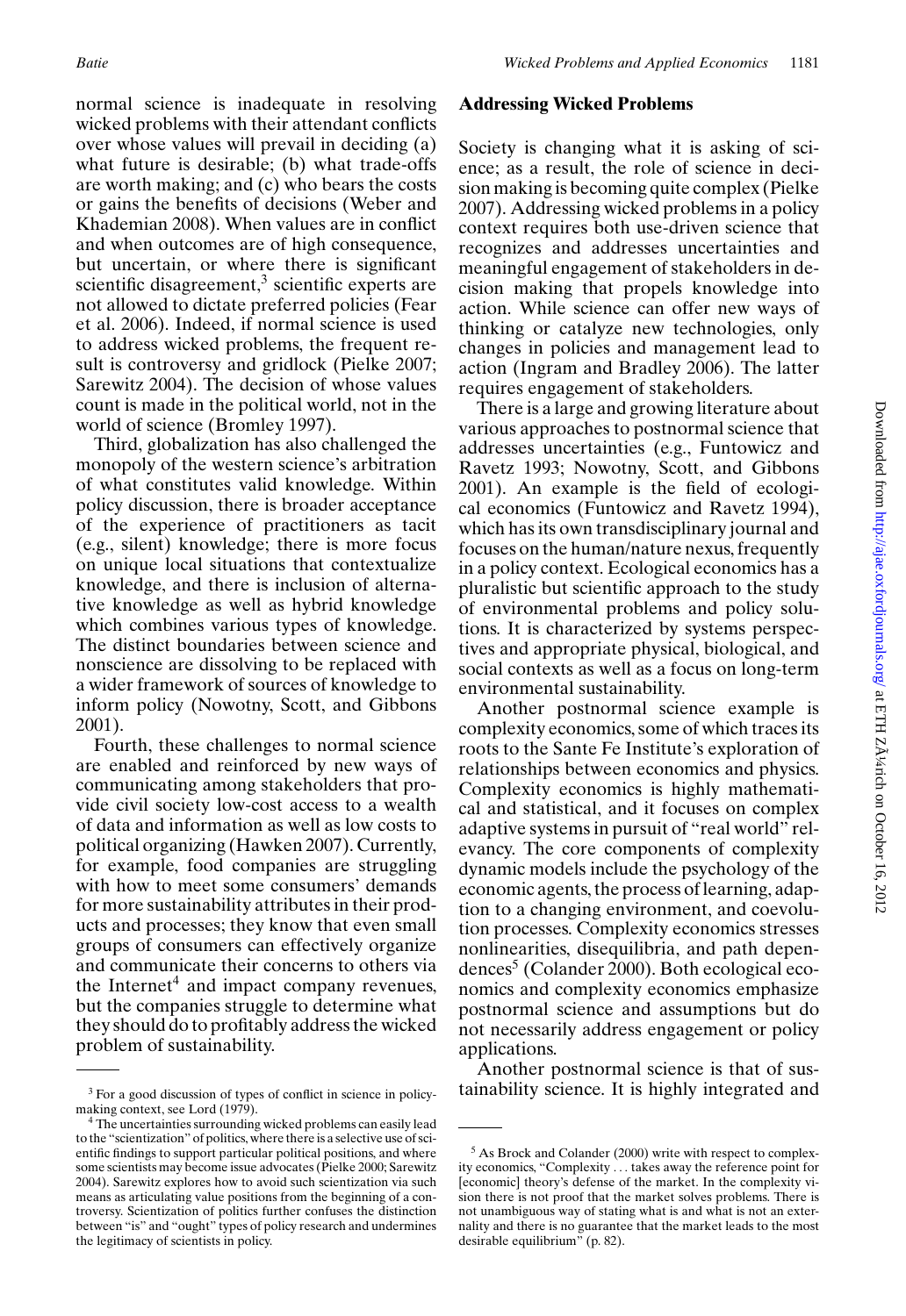normal science is inadequate in resolving wicked problems with their attendant conflicts over whose values will prevail in deciding (a) what future is desirable; (b) what trade-offs are worth making; and (c) who bears the costs or gains the benefits of decisions (Weber and Khademian 2008). When values are in conflict and when outcomes are of high consequence, but uncertain, or where there is significant scientific disagreement,[3] scientific experts are not allowed to dictate preferred policies (Fear et al. 2006). Indeed, if normal science is used to address wicked problems, the frequent result is controversy and gridlock (Pielke 2007; Sarewitz 2004). The decision of whose values count is made in the political world, not in the world of science (Bromley 1997).

Third, globalization has also challenged the monopoly of the western science's arbitration of what constitutes valid knowledge. Within policy discussion, there is broader acceptance of the experience of practitioners as tacit (e.g., silent) knowledge; there is more focus on unique local situations that contextualize knowledge, and there is inclusion of alternative knowledge as well as hybrid knowledge which combines various types of knowledge. The distinct boundaries between science and nonscience are dissolving to be replaced with a wider framework of sources of knowledge to inform policy (Nowotny, Scott, and Gibbons 2001).

Fourth, these challenges to normal science are enabled and reinforced by new ways of communicating among stakeholders that provide civil society low-cost access to a wealth of data and information as well as low costs to political organizing (Hawken 2007). Currently, for example, food companies are struggling with how to meet some consumers' demands for more sustainability attributes in their products and processes; they know that even small groups of consumers can effectively organize and communicate their concerns to others via the Internet[4] and impact company revenues, but the companies struggle to determine what they should do to profitably address the wicked problem of sustainability.

## Addressing Wicked Problems

Society is changing what it is asking of science; as a result, the role of science in decision making is becoming quite complex (Pielke 2007). Addressing wicked problems in a policy context requires both use-driven science that recognizes and addresses uncertainties and meaningful engagement of stakeholders in decision making that propels knowledge into action. While science can offer new ways of thinking or catalyze new technologies, only changes in policies and management lead to action (Ingram and Bradley 2006). The latter requires engagement of stakeholders.

There is a large and growing literature about various approaches to postnormal science that addresses uncertainties (e.g., Funtowicz and Ravetz 1993; Nowotny, Scott, and Gibbons 2001). An example is the field of ecological economics (Funtowicz and Ravetz 1994), which has its own transdisciplinary journal and focuses on the human/nature nexus, frequently in a policy context. Ecological economics has a pluralistic but scientific approach to the study of environmental problems and policy solutions. It is characterized by systems perspectives and appropriate physical, biological, and social contexts as well as a focus on long-term environmental sustainability.

Another postnormal science example is complexity economics, some of which traces its roots to the Sante Fe Institute's exploration of relationships between economics and physics. Complexity economics is highly mathematical and statistical, and it focuses on complex adaptive systems in pursuit of "real world" relevancy. The core components of complexity dynamic models include the psychology of the economic agents, the process of learning, adaptation to a changing environment, and coevolution processes. Complexity economics stresses nonlinearities, disequilibria, and path dependences[5] (Colander 2000). Both ecological economics and complexity economics emphasize postnormal science and assumptions but do not necessarily address engagement or policy applications.

Another postnormal science is that of sustainability science. It is highly integrated and

---

[3] For a good discussion of types of conflict in science in policy-making context, see Lord (1979).

[4] The uncertainties surrounding wicked problems can easily lead to the "scientization" of politics, where there is a selective use of scientific findings to support particular political positions, and where some scientists may become issue advocates (Pielke 2000; Sarewitz 2004). Sarewitz explores how to avoid such scientization via such means as articulating value positions from the beginning of a controversy. Scientization of politics further confuses the distinction between "is" and "ought" types of policy research and undermines the legitimacy of scientists in policy.

[5] As Brock and Colander (2000) write with respect to complexity economics, "Complexity ... takes away the reference point for [economic] theory's defense of the market. In the complexity vision there is not proof that the market solves problems. There is not unambiguous way of stating what is and what is not an externality and there is no guarantee that the market leads to the most desirable equilibrium" (p. 82).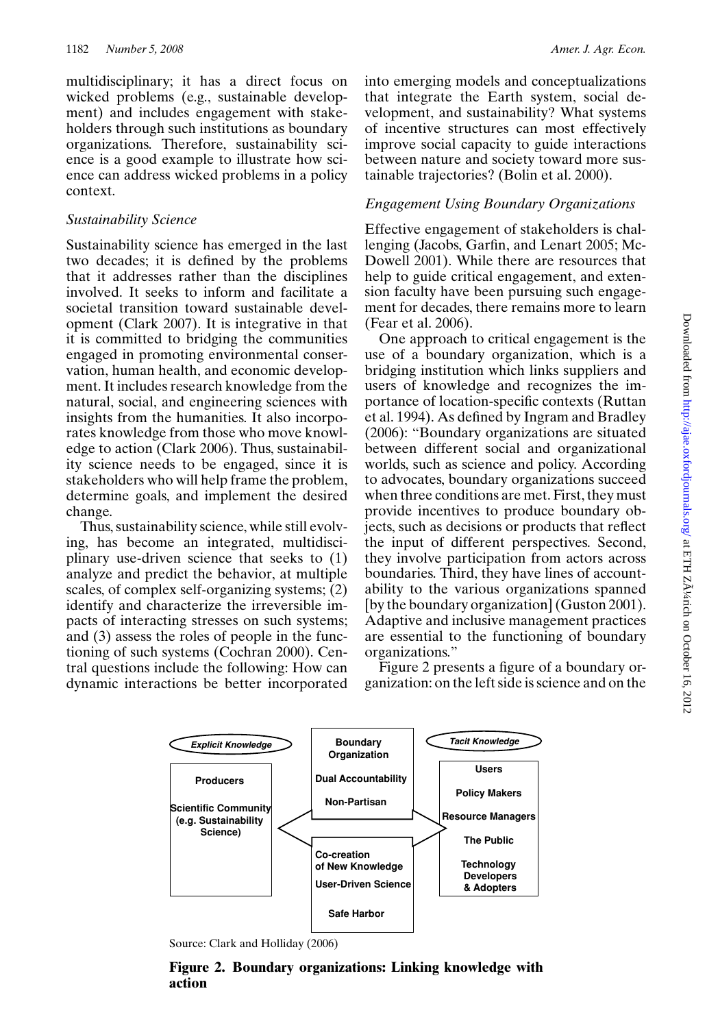multidisciplinary; it has a direct focus on wicked problems (e.g., sustainable development) and includes engagement with stakeholders through such institutions as boundary organizations. Therefore, sustainability science is a good example to illustrate how science can address wicked problems in a policy context.

### *Sustainability Science*

Sustainability science has emerged in the last two decades; it is defined by the problems that it addresses rather than the disciplines involved. It seeks to inform and facilitate a societal transition toward sustainable development (Clark 2007). It is integrative in that it is committed to bridging the communities engaged in promoting environmental conservation, human health, and economic development. It includes research knowledge from the natural, social, and engineering sciences with insights from the humanities. It also incorporates knowledge from those who move knowledge to action (Clark 2006). Thus, sustainability science needs to be engaged, since it is stakeholders who will help frame the problem, determine goals, and implement the desired change.

Thus, sustainability science, while still evolving, has become an integrated, multidisciplinary use-driven science that seeks to (1) analyze and predict the behavior, at multiple scales, of complex self-organizing systems; (2) identify and characterize the irreversible impacts of interacting stresses on such systems; and (3) assess the roles of people in the functioning of such systems (Cochran 2000). Central questions include the following: How can dynamic interactions be better incorporated into emerging models and conceptualizations that integrate the Earth system, social development, and sustainability? What systems of incentive structures can most effectively improve social capacity to guide interactions between nature and society toward more sustainable trajectories? (Bolin et al. 2000).

### *Engagement Using Boundary Organizations*

Effective engagement of stakeholders is challenging (Jacobs, Garfin, and Lenart 2005; McDowell 2001). While there are resources that help to guide critical engagement, and extension faculty have been pursuing such engagement for decades, there remains more to learn (Fear et al. 2006).

One approach to critical engagement is the use of a boundary organization, which is a bridging institution which links suppliers and users of knowledge and recognizes the importance of location-specific contexts (Ruttan et al. 1994). As defined by Ingram and Bradley (2006): "Boundary organizations are situated between different social and organizational worlds, such as science and policy. According to advocates, boundary organizations succeed when three conditions are met. First, they must provide incentives to produce boundary objects, such as decisions or products that reflect the input of different perspectives. Second, they involve participation from actors across boundaries. Third, they have lines of accountability to the various organizations spanned [by the boundary organization] (Guston 2001). Adaptive and inclusive management practices are essential to the functioning of boundary organizations."

Figure 2 presents a figure of a boundary organization: on the left side is science and on the

**Explicit Knowledge**

**Producers**

**Scientific Community (e.g. Sustainability Science)**

**Boundary Organization**

**Dual Accountability**

**Non-Partisan**

**Co-creation of New Knowledge**

**User-Driven Science**

**Safe Harbor**

**Tacit Knowledge**

**Users**

**Policy Makers**

**Resource Managers**

**The Public**

**Technology Developers & Adopters**

Source: Clark and Holliday (2006)

**Figure 2. Boundary organizations: Linking knowledge with action**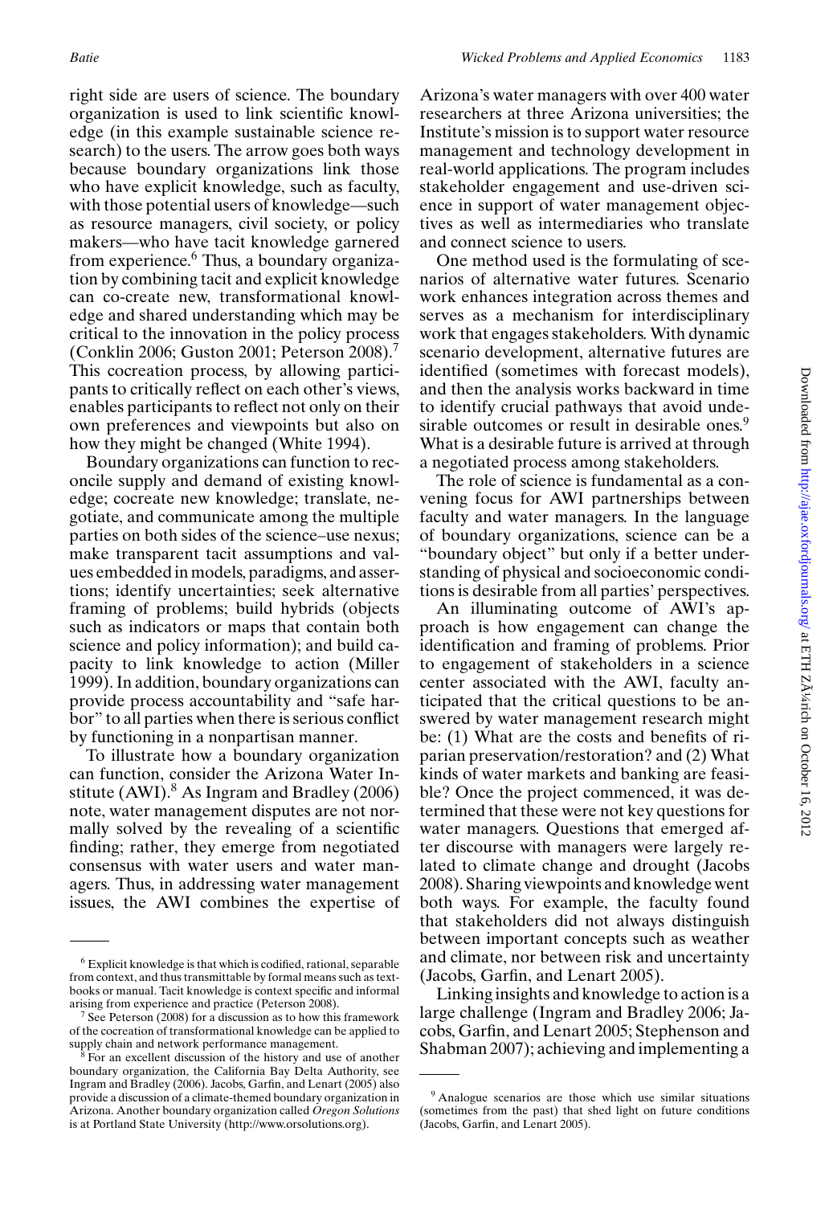right side are users of science. The boundary organization is used to link scientific knowledge (in this example sustainable science research) to the users. The arrow goes both ways because boundary organizations link those who have explicit knowledge, such as faculty, with those potential users of knowledge—such as resource managers, civil society, or policy makers—who have tacit knowledge garnered from experience.[6] Thus, a boundary organization by combining tacit and explicit knowledge can co-create new, transformational knowledge and shared understanding which may be critical to the innovation in the policy process (Conklin 2006; Guston 2001; Peterson 2008).[7] This cocreation process, by allowing participants to critically reflect on each other's views, enables participants to reflect not only on their own preferences and viewpoints but also on how they might be changed (White 1994).

Boundary organizations can function to reconcile supply and demand of existing knowledge; cocreate new knowledge; translate, negotiate, and communicate among the multiple parties on both sides of the science–use nexus; make transparent tacit assumptions and values embedded in models, paradigms, and assertions; identify uncertainties; seek alternative framing of problems; build hybrids (objects such as indicators or maps that contain both science and policy information); and build capacity to link knowledge to action (Miller 1999). In addition, boundary organizations can provide process accountability and "safe harbor" to all parties when there is serious conflict by functioning in a nonpartisan manner.

To illustrate how a boundary organization can function, consider the Arizona Water Institute (AWI).[8] As Ingram and Bradley (2006) note, water management disputes are not normally solved by the revealing of a scientific finding; rather, they emerge from negotiated consensus with water users and water managers. Thus, in addressing water management issues, the AWI combines the expertise of Arizona's water managers with over 400 water researchers at three Arizona universities; the Institute's mission is to support water resource management and technology development in real-world applications. The program includes stakeholder engagement and use-driven science in support of water management objectives as well as intermediaries who translate and connect science to users.

One method used is the formulating of scenarios of alternative water futures. Scenario work enhances integration across themes and serves as a mechanism for interdisciplinary work that engages stakeholders. With dynamic scenario development, alternative futures are identified (sometimes with forecast models), and then the analysis works backward in time to identify crucial pathways that avoid undesirable outcomes or result in desirable ones.[9] What is a desirable future is arrived at through a negotiated process among stakeholders.

The role of science is fundamental as a convening focus for AWI partnerships between faculty and water managers. In the language of boundary organizations, science can be a "boundary object" but only if a better understanding of physical and socioeconomic conditions is desirable from all parties' perspectives.

An illuminating outcome of AWI's approach is how engagement can change the identification and framing of problems. Prior to engagement of stakeholders in a science center associated with the AWI, faculty anticipated that the critical questions to be answered by water management research might be: (1) What are the costs and benefits of riparian preservation/restoration? and (2) What kinds of water markets and banking are feasible? Once the project commenced, it was determined that these were not key questions for water managers. Questions that emerged after discourse with managers were largely related to climate change and drought (Jacobs 2008). Sharing viewpoints and knowledge went both ways. For example, the faculty found that stakeholders did not always distinguish between important concepts such as weather and climate, nor between risk and uncertainty (Jacobs, Garfin, and Lenart 2005).

Linking insights and knowledge to action is a large challenge (Ingram and Bradley 2006; Jacobs, Garfin, and Lenart 2005; Stephenson and Shabman 2007); achieving and implementing a

---

[6] Explicit knowledge is that which is codified, rational, separable from context, and thus transmittable by formal means such as textbooks or manual. Tacit knowledge is context specific and informal arising from experience and practice (Peterson 2008).

[7] See Peterson (2008) for a discussion as to how this framework of the cocreation of transformational knowledge can be applied to supply chain and network performance management.

[8] For an excellent discussion of the history and use of another boundary organization, the California Bay Delta Authority, see Ingram and Bradley (2006). Jacobs, Garfin, and Lenart (2005) also provide a discussion of a climate-themed boundary organization in Arizona. Another boundary organization called *Oregon Solutions* is at Portland State University (http://www.orsolutions.org).

[9] Analogue scenarios are those which use similar situations (sometimes from the past) that shed light on future conditions (Jacobs, Garfin, and Lenart 2005).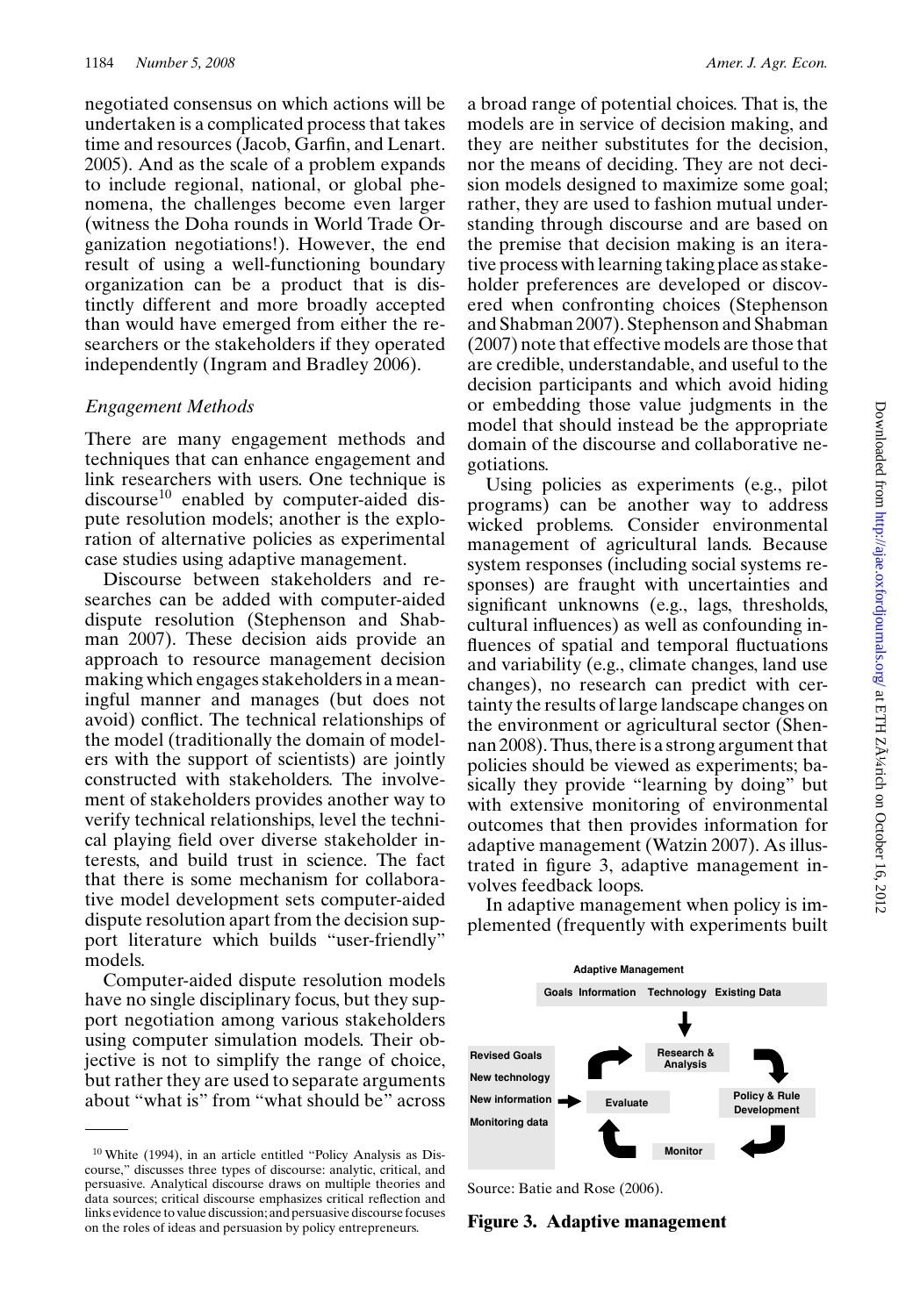negotiated consensus on which actions will be undertaken is a complicated process that takes time and resources (Jacob, Garfin, and Lenart. 2005). And as the scale of a problem expands to include regional, national, or global phenomena, the challenges become even larger (witness the Doha rounds in World Trade Organization negotiations!). However, the end result of using a well-functioning boundary organization can be a product that is distinctly different and more broadly accepted than would have emerged from either the researchers or the stakeholders if they operated independently (Ingram and Bradley 2006).

### *Engagement Methods*

There are many engagement methods and techniques that can enhance engagement and link researchers with users. One technique is discourse[10] enabled by computer-aided dispute resolution models; another is the exploration of alternative policies as experimental case studies using adaptive management.

Discourse between stakeholders and researches can be added with computer-aided dispute resolution (Stephenson and Shabman 2007). These decision aids provide an approach to resource management decision making which engages stakeholders in a meaningful manner and manages (but does not avoid) conflict. The technical relationships of the model (traditionally the domain of modelers with the support of scientists) are jointly constructed with stakeholders. The involvement of stakeholders provides another way to verify technical relationships, level the technical playing field over diverse stakeholder interests, and build trust in science. The fact that there is some mechanism for collaborative model development sets computer-aided dispute resolution apart from the decision support literature which builds "user-friendly" models.

Computer-aided dispute resolution models have no single disciplinary focus, but they support negotiation among various stakeholders using computer simulation models. Their objective is not to simplify the range of choice, but rather they are used to separate arguments about "what is" from "what should be" across a broad range of potential choices. That is, the models are in service of decision making, and they are neither substitutes for the decision, nor the means of deciding. They are not decision models designed to maximize some goal; rather, they are used to fashion mutual understanding through discourse and are based on the premise that decision making is an iterative process with learning taking place as stakeholder preferences are developed or discovered when confronting choices (Stephenson and Shabman 2007). Stephenson and Shabman (2007) note that effective models are those that are credible, understandable, and useful to the decision participants and which avoid hiding or embedding those value judgments in the model that should instead be the appropriate domain of the discourse and collaborative negotiations.

Using policies as experiments (e.g., pilot programs) can be another way to address wicked problems. Consider environmental management of agricultural lands. Because system responses (including social systems responses) are fraught with uncertainties and significant unknowns (e.g., lags, thresholds, cultural influences) as well as confounding influences of spatial and temporal fluctuations and variability (e.g., climate changes, land use changes), no research can predict with certainty the results of large landscape changes on the environment or agricultural sector (Shennan 2008). Thus, there is a strong argument that policies should be viewed as experiments; basically they provide "learning by doing" but with extensive monitoring of environmental outcomes that then provides information for adaptive management (Watzin 2007). As illustrated in figure 3, adaptive management involves feedback loops.

In adaptive management when policy is implemented (frequently with experiments built

Adaptive Management

Goals Information Technology Existing Data

Research & Analysis

Policy & Rule Development

Monitor

Evaluate

Revised Goals
New technology
New information
Monitoring data

Source: Batie and Rose (2006).

**Figure 3. Adaptive management**

[10] White (1994), in an article entitled "Policy Analysis as Discourse," discusses three types of discourse: analytic, critical, and persuasive. Analytical discourse draws on multiple theories and data sources; critical discourse emphasizes critical reflection and links evidence to value discussion; and persuasive discourse focuses on the roles of ideas and persuasion by policy entrepreneurs.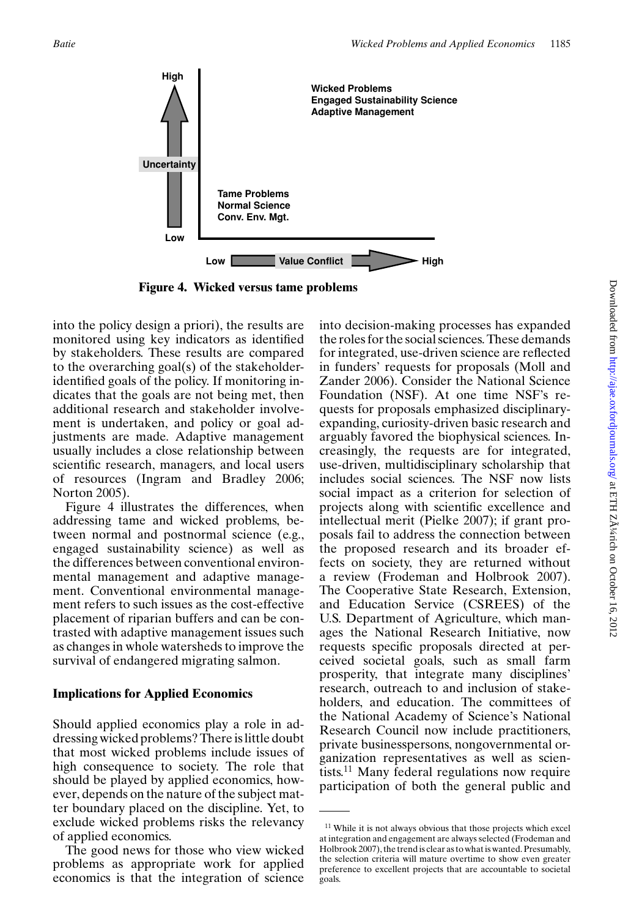Figure 4. Wicked versus tame problems

into the policy design a priori), the results are monitored using key indicators as identified by stakeholders. These results are compared to the overarching goal(s) of the stakeholder-identified goals of the policy. If monitoring indicates that the goals are not being met, then additional research and stakeholder involvement is undertaken, and policy or goal adjustments are made. Adaptive management usually includes a close relationship between scientific research, managers, and local users of resources (Ingram and Bradley 2006; Norton 2005).

Figure 4 illustrates the differences, when addressing tame and wicked problems, between normal and postnormal science (e.g., engaged sustainability science) as well as the differences between conventional environmental management and adaptive management. Conventional environmental management refers to such issues as the cost-effective placement of riparian buffers and can be contrasted with adaptive management issues such as changes in whole watersheds to improve the survival of endangered migrating salmon.

### Implications for Applied Economics

Should applied economics play a role in addressing wicked problems? There is little doubt that most wicked problems include issues of high consequence to society. The role that should be played by applied economics, however, depends on the nature of the subject matter boundary placed on the discipline. Yet, to exclude wicked problems risks the relevancy of applied economics.

The good news for those who view wicked problems as appropriate work for applied economics is that the integration of science into decision-making processes has expanded the roles for the social sciences. These demands for integrated, use-driven science are reflected in funders' requests for proposals (Moll and Zander 2006). Consider the National Science Foundation (NSF). At one time NSF's requests for proposals emphasized disciplinary-expanding, curiosity-driven basic research and arguably favored the biophysical sciences. Increasingly, the requests are for integrated, use-driven, multidisciplinary scholarship that includes social sciences. The NSF now lists social impact as a criterion for selection of projects along with scientific excellence and intellectual merit (Pielke 2007); if grant proposals fail to address the connection between the proposed research and its broader effects on society, they are returned without a review (Frodeman and Holbrook 2007). The Cooperative State Research, Extension, and Education Service (CSREES) of the U.S. Department of Agriculture, which manages the National Research Initiative, now requests specific proposals directed at perceived societal goals, such as small farm prosperity, that integrate many disciplines' research, outreach to and inclusion of stakeholders, and education. The committees of the National Academy of Science's National Research Council now include practitioners, private businesspersons, nongovernmental organization representatives as well as scientists.[11] Many federal regulations now require participation of both the general public and

[11] While it is not always obvious that those projects which excel at integration and engagement are always selected (Frodeman and Holbrook 2007), the trend is clear as to what is wanted. Presumably, the selection criteria will mature overtime to show even greater preference to excellent projects that are accountable to societal goals.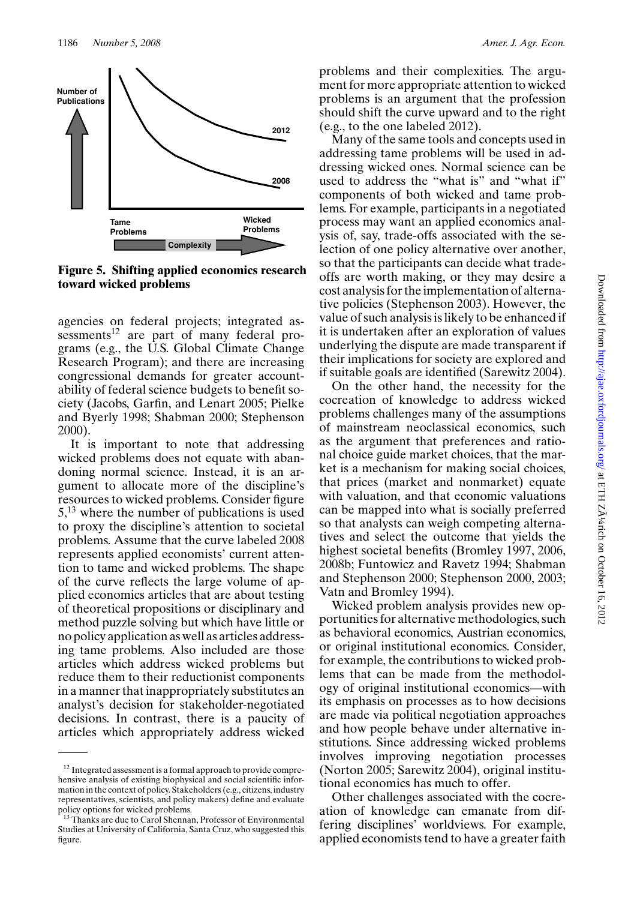Figure 5. **Shifting applied economics research toward wicked problems**

agencies on federal projects; integrated assessments[12] are part of many federal programs (e.g., the U.S. Global Climate Change Research Program); and there are increasing congressional demands for greater accountability of federal science budgets to benefit society (Jacobs, Garfin, and Lenart 2005; Pielke and Byerly 1998; Shabman 2000; Stephenson 2000).

It is important to note that addressing wicked problems does not equate with abandoning normal science. Instead, it is an argument to allocate more of the discipline's resources to wicked problems. Consider figure 5,[13] where the number of publications is used to proxy the discipline's attention to societal problems. Assume that the curve labeled 2008 represents applied economists' current attention to tame and wicked problems. The shape of the curve reflects the large volume of applied economics articles that are about testing of theoretical propositions or disciplinary and method puzzle solving but which have little or no policy application as well as articles addressing tame problems. Also included are those articles which address wicked problems but reduce them to their reductionist components in a manner that inappropriately substitutes an analyst's decision for stakeholder-negotiated decisions. In contrast, there is a paucity of articles which appropriately address wicked problems and their complexities. The argument for more appropriate attention to wicked problems is an argument that the profession should shift the curve upward and to the right (e.g., to the one labeled 2012).

Many of the same tools and concepts used in addressing tame problems will be used in addressing wicked ones. Normal science can be used to address the "what is" and "what if" components of both wicked and tame problems. For example, participants in a negotiated process may want an applied economics analysis of, say, trade-offs associated with the selection of one policy alternative over another, so that the participants can decide what trade-offs are worth making, or they may desire a cost analysis for the implementation of alternative policies (Stephenson 2003). However, the value of such analysis is likely to be enhanced if it is undertaken after an exploration of values underlying the dispute are made transparent if their implications for society are explored and if suitable goals are identified (Sarewitz 2004).

On the other hand, the necessity for the cocreation of knowledge to address wicked problems challenges many of the assumptions of mainstream neoclassical economics, such as the argument that preferences and rational choice guide market choices, that the market is a mechanism for making social choices, that prices (market and nonmarket) equate with valuation, and that economic valuations can be mapped into what is socially preferred so that analysts can weigh competing alternatives and select the outcome that yields the highest societal benefits (Bromley 1997, 2006, 2008b; Funtowicz and Ravetz 1994; Shabman and Stephenson 2000; Stephenson 2000, 2003; Vatn and Bromley 1994).

Wicked problem analysis provides new opportunities for alternative methodologies, such as behavioral economics, Austrian economics, or original institutional economics. Consider, for example, the contributions to wicked problems that can be made from the methodology of original institutional economics—with its emphasis on processes as to how decisions are made via political negotiation approaches and how people behave under alternative institutions. Since addressing wicked problems involves improving negotiation processes (Norton 2005; Sarewitz 2004), original institutional economics has much to offer.

Other challenges associated with the cocreation of knowledge can emanate from differing disciplines' worldviews. For example, applied economists tend to have a greater faith

---

[12] Integrated assessment is a formal approach to provide comprehensive analysis of existing biophysical and social scientific information in the context of policy. Stakeholders (e.g., citizens, industry representatives, scientists, and policy makers) define and evaluate policy options for wicked problems.

[13] Thanks are due to Carol Shennan, Professor of Environmental Studies at University of California, Santa Cruz, who suggested this figure.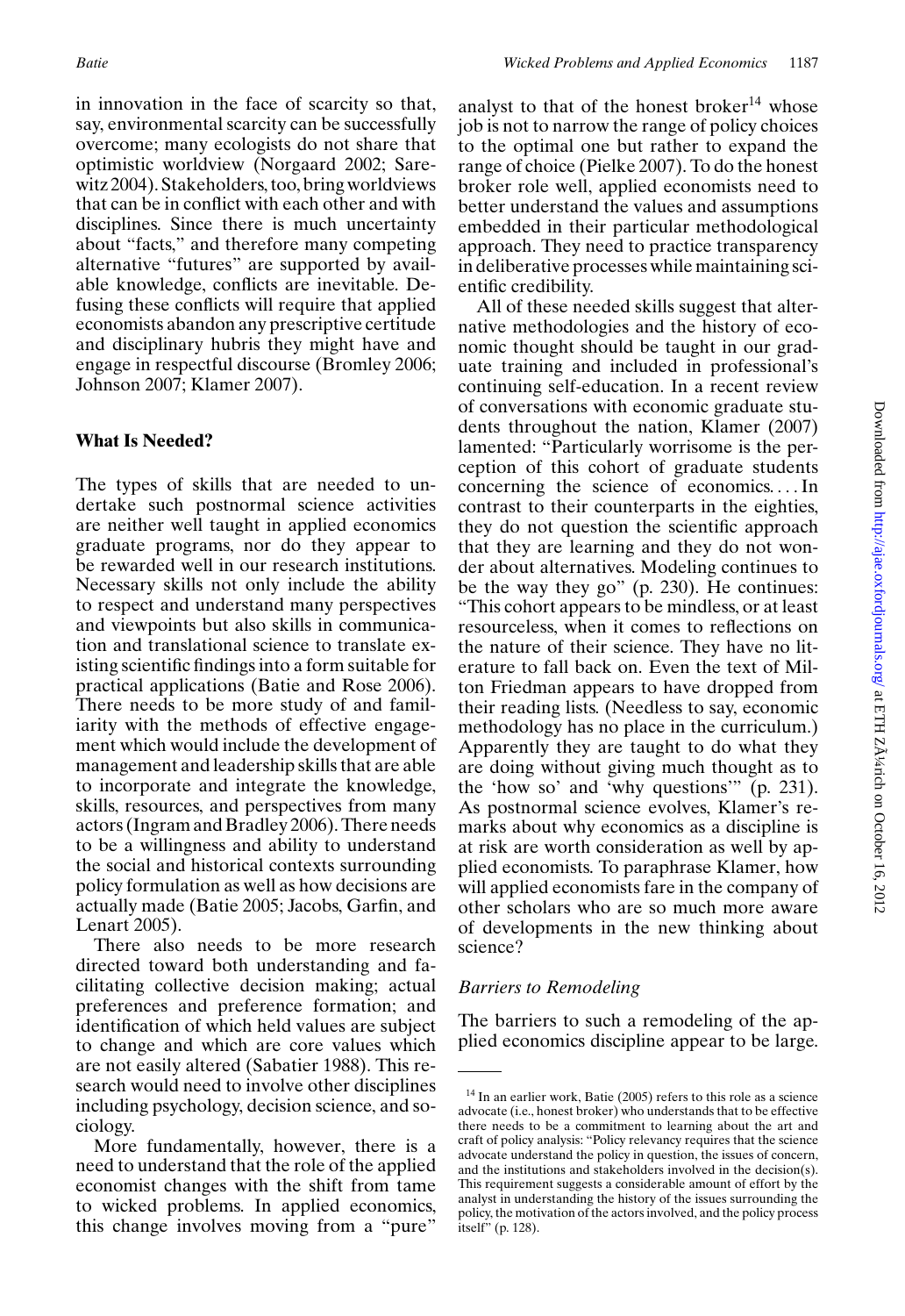in innovation in the face of scarcity so that, say, environmental scarcity can be successfully overcome; many ecologists do not share that optimistic worldview (Norgaard 2002; Sarewitz 2004). Stakeholders, too, bring worldviews that can be in conflict with each other and with disciplines. Since there is much uncertainty about "facts," and therefore many competing alternative "futures" are supported by available knowledge, conflicts are inevitable. Defusing these conflicts will require that applied economists abandon any prescriptive certitude and disciplinary hubris they might have and engage in respectful discourse (Bromley 2006; Johnson 2007; Klamer 2007).

## What Is Needed?

The types of skills that are needed to undertake such postnormal science activities are neither well taught in applied economics graduate programs, nor do they appear to be rewarded well in our research institutions. Necessary skills not only include the ability to respect and understand many perspectives and viewpoints but also skills in communication and translational science to translate existing scientific findings into a form suitable for practical applications (Batie and Rose 2006). There needs to be more study of and familiarity with the methods of effective engagement which would include the development of management and leadership skills that are able to incorporate and integrate the knowledge, skills, resources, and perspectives from many actors (Ingram and Bradley 2006). There needs to be a willingness and ability to understand the social and historical contexts surrounding policy formulation as well as how decisions are actually made (Batie 2005; Jacobs, Garfin, and Lenart 2005).

There also needs to be more research directed toward both understanding and facilitating collective decision making; actual preferences and preference formation; and identification of which held values are subject to change and which are core values which are not easily altered (Sabatier 1988). This research would need to involve other disciplines including psychology, decision science, and sociology.

More fundamentally, however, there is a need to understand that the role of the applied economist changes with the shift from tame to wicked problems. In applied economics, this change involves moving from a "pure" analyst to that of the honest broker[14] whose job is not to narrow the range of policy choices to the optimal one but rather to expand the range of choice (Pielke 2007). To do the honest broker role well, applied economists need to better understand the values and assumptions embedded in their particular methodological approach. They need to practice transparency in deliberative processes while maintaining scientific credibility.

All of these needed skills suggest that alternative methodologies and the history of economic thought should be taught in our graduate training and included in professional's continuing self-education. In a recent review of conversations with economic graduate students throughout the nation, Klamer (2007) lamented: "Particularly worrisome is the perception of this cohort of graduate students concerning the science of economics.... In contrast to their counterparts in the eighties, they do not question the scientific approach that they are learning and they do not wonder about alternatives. Modeling continues to be the way they go" (p. 230). He continues: "This cohort appears to be mindless, or at least resourceless, when it comes to reflections on the nature of their science. They have no literature to fall back on. Even the text of Milton Friedman appears to have dropped from their reading lists. (Needless to say, economic methodology has no place in the curriculum.) Apparently they are taught to do what they are doing without giving much thought as to the 'how so' and 'why questions'" (p. 231). As postnormal science evolves, Klamer's remarks about why economics as a discipline is at risk are worth consideration as well by applied economists. To paraphrase Klamer, how will applied economists fare in the company of other scholars who are so much more aware of developments in the new thinking about science?

### *Barriers to Remodeling*

The barriers to such a remodeling of the applied economics discipline appear to be large.

---

[14] In an earlier work, Batie (2005) refers to this role as a science advocate (i.e., honest broker) who understands that to be effective there needs to be a commitment to learning about the art and craft of policy analysis: "Policy relevancy requires that the science advocate understand the policy in question, the issues of concern, and the institutions and stakeholders involved in the decision(s). This requirement suggests a considerable amount of effort by the analyst in understanding the history of the issues surrounding the policy, the motivation of the actors involved, and the policy process itself" (p. 128).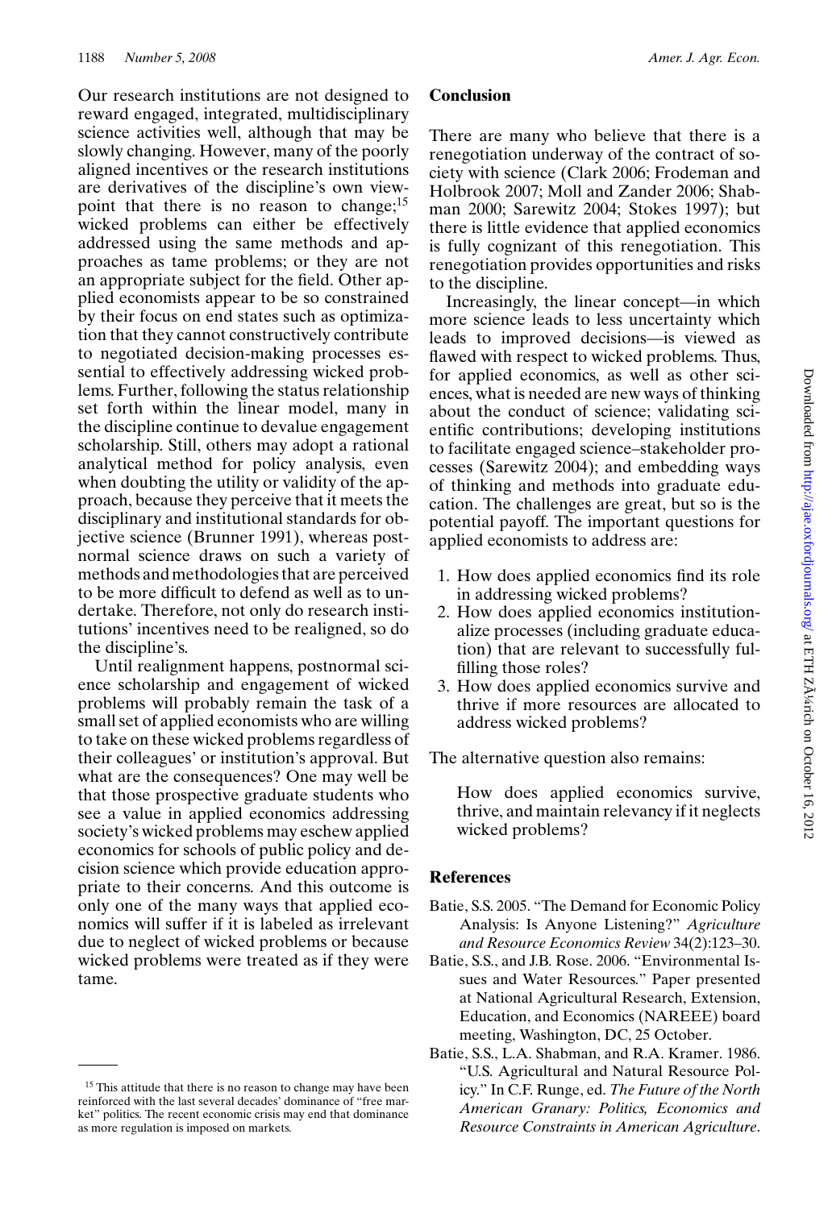Our research institutions are not designed to reward engaged, integrated, multidisciplinary science activities well, although that may be slowly changing. However, many of the poorly aligned incentives or the research institutions are derivatives of the discipline's own viewpoint that there is no reason to change;[15] wicked problems can either be effectively addressed using the same methods and approaches as tame problems; or they are not an appropriate subject for the field. Other applied economists appear to be so constrained by their focus on end states such as optimization that they cannot constructively contribute to negotiated decision-making processes essential to effectively addressing wicked problems. Further, following the status relationship set forth within the linear model, many in the discipline continue to devalue engagement scholarship. Still, others may adopt a rational analytical method for policy analysis, even when doubting the utility or validity of the approach, because they perceive that it meets the disciplinary and institutional standards for objective science (Brunner 1991), whereas postnormal science draws on such a variety of methods and methodologies that are perceived to be more difficult to defend as well as to undertake. Therefore, not only do research institutions' incentives need to be realigned, so do the discipline's.

Until realignment happens, postnormal science scholarship and engagement of wicked problems will probably remain the task of a small set of applied economists who are willing to take on these wicked problems regardless of their colleagues' or institution's approval. But what are the consequences? One may well be that those prospective graduate students who see a value in applied economics addressing society's wicked problems may eschew applied economics for schools of public policy and decision science which provide education appropriate to their concerns. And this outcome is only one of the many ways that applied economics will suffer if it is labeled as irrelevant due to neglect of wicked problems or because wicked problems were treated as if they were tame.

[15] This attitude that there is no reason to change may have been reinforced with the last several decades' dominance of "free market" politics. The recent economic crisis may end that dominance as more regulation is imposed on markets.

## Conclusion

There are many who believe that there is a renegotiation underway of the contract of society with science (Clark 2006; Frodeman and Holbrook 2007; Moll and Zander 2006; Shabman 2000; Sarewitz 2004; Stokes 1997); but there is little evidence that applied economics is fully cognizant of this renegotiation. This renegotiation provides opportunities and risks to the discipline.

Increasingly, the linear concept—in which more science leads to less uncertainty which leads to improved decisions—is viewed as flawed with respect to wicked problems. Thus, for applied economics, as well as other sciences, what is needed are new ways of thinking about the conduct of science; validating scientific contributions; developing institutions to facilitate engaged science–stakeholder processes (Sarewitz 2004); and embedding ways of thinking and methods into graduate education. The challenges are great, but so is the potential payoff. The important questions for applied economists to address are:

1. How does applied economics find its role in addressing wicked problems?
2. How does applied economics institutionalize processes (including graduate education) that are relevant to successfully fulfilling those roles?
3. How does applied economics survive and thrive if more resources are allocated to address wicked problems?

The alternative question also remains:

> How does applied economics survive, thrive, and maintain relevancy if it neglects wicked problems?

## References

Batie, S.S. 2005. "The Demand for Economic Policy Analysis: Is Anyone Listening?" *Agriculture and Resource Economics Review* 34(2):123–30.

Batie, S.S., and J.B. Rose. 2006. "Environmental Issues and Water Resources." Paper presented at National Agricultural Research, Extension, Education, and Economics (NAREEE) board meeting, Washington, DC, 25 October.

Batie, S.S., L.A. Shabman, and R.A. Kramer. 1986. "U.S. Agricultural and Natural Resource Policy." In C.F. Runge, ed. *The Future of the North American Granary: Politics, Economics and Resource Constraints in American Agriculture*.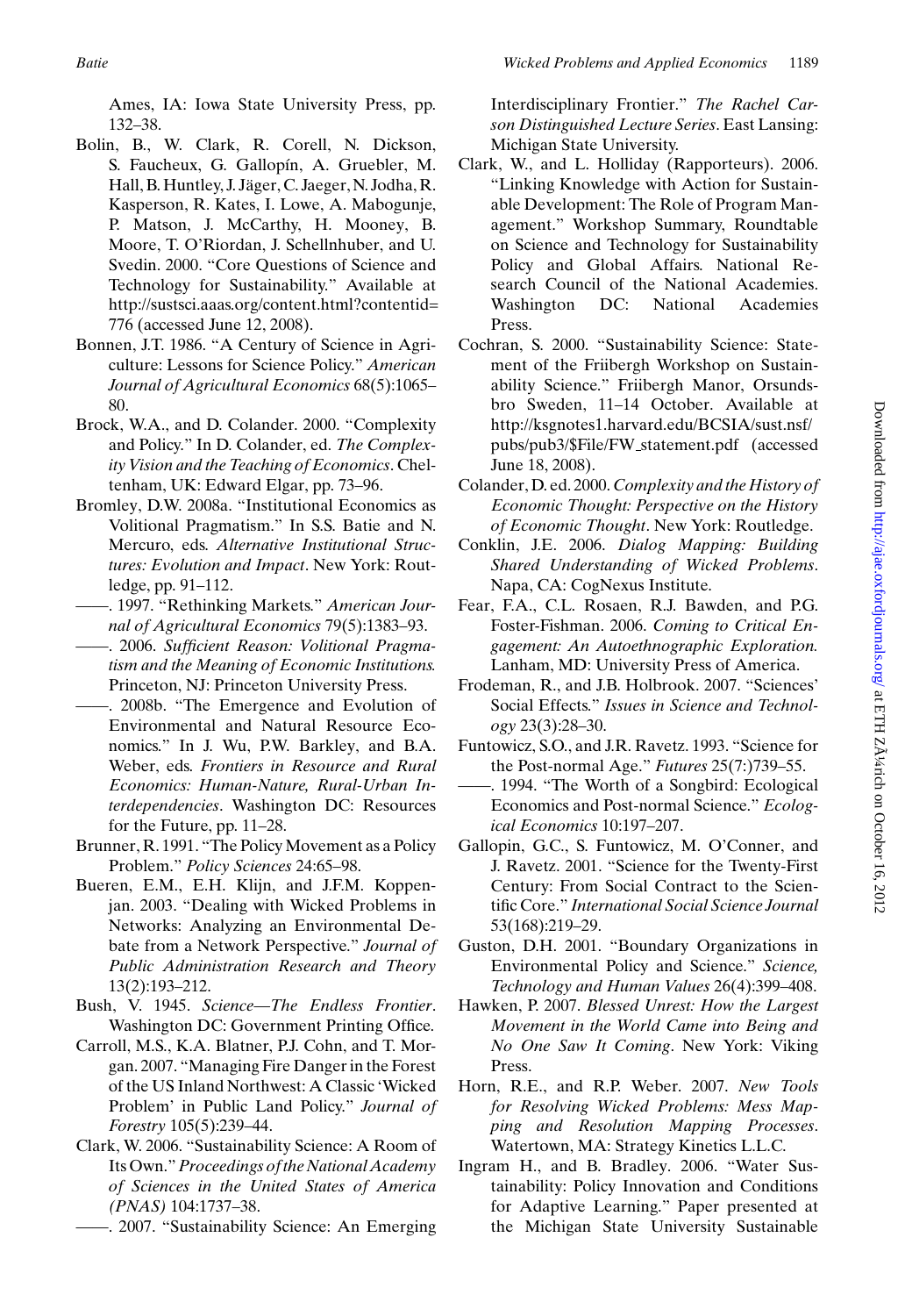Ames, IA: Iowa State University Press, pp. 132–38.

Bolin, B., W. Clark, R. Corell, N. Dickson, S. Faucheux, G. Gallopín, A. Gruebler, M. Hall, B. Huntley, J. Jäger, C. Jaeger, N. Jodha, R. Kasperson, R. Kates, I. Lowe, A. Mabogunje, P. Matson, J. McCarthy, H. Mooney, B. Moore, T. O'Riordan, J. Schellnhuber, and U. Svedin. 2000. "Core Questions of Science and Technology for Sustainability." Available at http://sustsci.aaas.org/content.html?contentid=776 (accessed June 12, 2008).

Bonnen, J.T. 1986. "A Century of Science in Agriculture: Lessons for Science Policy." *American Journal of Agricultural Economics* 68(5):1065–80.

Brock, W.A., and D. Colander. 2000. "Complexity and Policy." In D. Colander, ed. *The Complexity Vision and the Teaching of Economics*. Cheltenham, UK: Edward Elgar, pp. 73–96.

Bromley, D.W. 2008a. "Institutional Economics as Volitional Pragmatism." In S.S. Batie and N. Mercuro, eds. *Alternative Institutional Structures: Evolution and Impact*. New York: Routledge, pp. 91–112.

——. 1997. "Rethinking Markets." *American Journal of Agricultural Economics* 79(5):1383–93.

——. 2006. *Sufficient Reason: Volitional Pragmatism and the Meaning of Economic Institutions.* Princeton, NJ: Princeton University Press.

——. 2008b. "The Emergence and Evolution of Environmental and Natural Resource Economics." In J. Wu, P.W. Barkley, and B.A. Weber, eds. *Frontiers in Resource and Rural Economics: Human-Nature, Rural-Urban Interdependencies*. Washington DC: Resources for the Future, pp. 11–28.

Brunner, R. 1991. "The Policy Movement as a Policy Problem." *Policy Sciences* 24:65–98.

Bueren, E.M., E.H. Klijn, and J.F.M. Koppenjan. 2003. "Dealing with Wicked Problems in Networks: Analyzing an Environmental Debate from a Network Perspective." *Journal of Public Administration Research and Theory* 13(2):193–212.

Bush, V. 1945. *Science—The Endless Frontier*. Washington DC: Government Printing Office.

Carroll, M.S., K.A. Blatner, P.J. Cohn, and T. Morgan. 2007. "Managing Fire Danger in the Forest of the US Inland Northwest: A Classic 'Wicked Problem' in Public Land Policy." *Journal of Forestry* 105(5):239–44.

Clark, W. 2006. "Sustainability Science: A Room of Its Own." *Proceedings of the National Academy of Sciences in the United States of America (PNAS)* 104:1737–38.

——. 2007. "Sustainability Science: An Emerging Interdisciplinary Frontier." *The Rachel Carson Distinguished Lecture Series*. East Lansing: Michigan State University.

Clark, W., and L. Holliday (Rapporteurs). 2006. "Linking Knowledge with Action for Sustainable Development: The Role of Program Management." Workshop Summary, Roundtable on Science and Technology for Sustainability Policy and Global Affairs. National Research Council of the National Academies. Washington DC: National Academies Press.

Cochran, S. 2000. "Sustainability Science: Statement of the Friibergh Workshop on Sustainability Science." Friibergh Manor, Orsundsbro Sweden, 11–14 October. Available at http://ksgnotes1.harvard.edu/BCSIA/sust.nsf/pubs/pub3/$File/FW_statement.pdf (accessed June 18, 2008).

Colander, D. ed. 2000. *Complexity and the History of Economic Thought: Perspective on the History of Economic Thought*. New York: Routledge.

Conklin, J.E. 2006. *Dialog Mapping: Building Shared Understanding of Wicked Problems*. Napa, CA: CogNexus Institute.

Fear, F.A., C.L. Rosaen, R.J. Bawden, and P.G. Foster-Fishman. 2006. *Coming to Critical Engagement: An Autoethnographic Exploration.* Lanham, MD: University Press of America.

Frodeman, R., and J.B. Holbrook. 2007. "Sciences' Social Effects." *Issues in Science and Technology* 23(3):28–30.

Funtowicz, S.O., and J.R. Ravetz. 1993. "Science for the Post-normal Age." *Futures* 25(7:)739–55.

——. 1994. "The Worth of a Songbird: Ecological Economics and Post-normal Science." *Ecological Economics* 10:197–207.

Gallopin, G.C., S. Funtowicz, M. O'Conner, and J. Ravetz. 2001. "Science for the Twenty-First Century: From Social Contract to the Scientific Core." *International Social Science Journal* 53(168):219–29.

Guston, D.H. 2001. "Boundary Organizations in Environmental Policy and Science." *Science, Technology and Human Values* 26(4):399–408.

Hawken, P. 2007. *Blessed Unrest: How the Largest Movement in the World Came into Being and No One Saw It Coming*. New York: Viking Press.

Horn, R.E., and R.P. Weber. 2007. *New Tools for Resolving Wicked Problems: Mess Mapping and Resolution Mapping Processes*. Watertown, MA: Strategy Kinetics L.L.C.

Ingram H., and B. Bradley. 2006. "Water Sustainability: Policy Innovation and Conditions for Adaptive Learning." Paper presented at the Michigan State University Sustainable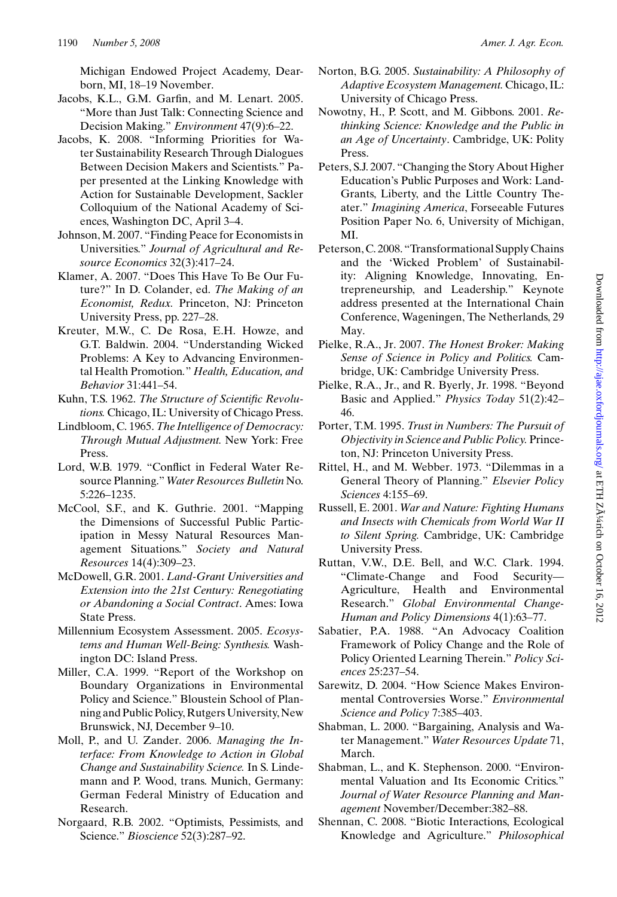Michigan Endowed Project Academy, Dearborn, MI, 18–19 November.

Jacobs, K.L., G.M. Garfin, and M. Lenart. 2005. "More than Just Talk: Connecting Science and Decision Making." *Environment* 47(9):6–22.

Jacobs, K. 2008. "Informing Priorities for Water Sustainability Research Through Dialogues Between Decision Makers and Scientists." Paper presented at the Linking Knowledge with Action for Sustainable Development, Sackler Colloquium of the National Academy of Sciences, Washington DC, April 3–4.

Johnson, M. 2007. "Finding Peace for Economists in Universities." *Journal of Agricultural and Resource Economics* 32(3):417–24.

Klamer, A. 2007. "Does This Have To Be Our Future?" In D. Colander, ed. *The Making of an Economist, Redux.* Princeton, NJ: Princeton University Press, pp. 227–28.

Kreuter, M.W., C. De Rosa, E.H. Howze, and G.T. Baldwin. 2004. "Understanding Wicked Problems: A Key to Advancing Environmental Health Promotion." *Health, Education, and Behavior* 31:441–54.

Kuhn, T.S. 1962. *The Structure of Scientific Revolutions.* Chicago, IL: University of Chicago Press.

Lindbloom, C. 1965. *The Intelligence of Democracy: Through Mutual Adjustment.* New York: Free Press.

Lord, W.B. 1979. "Conflict in Federal Water Resource Planning." *Water Resources Bulletin* No. 5:226–1235.

McCool, S.F., and K. Guthrie. 2001. "Mapping the Dimensions of Successful Public Participation in Messy Natural Resources Management Situations." *Society and Natural Resources* 14(4):309–23.

McDowell, G.R. 2001. *Land-Grant Universities and Extension into the 21st Century: Renegotiating or Abandoning a Social Contract*. Ames: Iowa State Press.

Millennium Ecosystem Assessment. 2005. *Ecosystems and Human Well-Being: Synthesis.* Washington DC: Island Press.

Miller, C.A. 1999. "Report of the Workshop on Boundary Organizations in Environmental Policy and Science." Bloustein School of Planning and Public Policy, Rutgers University, New Brunswick, NJ, December 9–10.

Moll, P., and U. Zander. 2006. *Managing the Interface: From Knowledge to Action in Global Change and Sustainability Science.* In S. Lindemann and P. Wood, trans. Munich, Germany: German Federal Ministry of Education and Research.

Norgaard, R.B. 2002. "Optimists, Pessimists, and Science." *Bioscience* 52(3):287–92.

Norton, B.G. 2005. *Sustainability: A Philosophy of Adaptive Ecosystem Management.* Chicago, IL: University of Chicago Press.

Nowotny, H., P. Scott, and M. Gibbons. 2001. *Rethinking Science: Knowledge and the Public in an Age of Uncertainty*. Cambridge, UK: Polity Press.

Peters, S.J. 2007. "Changing the Story About Higher Education's Public Purposes and Work: Land-Grants, Liberty, and the Little Country Theater." *Imagining America*, Forseeable Futures Position Paper No. 6, University of Michigan, MI.

Peterson, C. 2008. "Transformational Supply Chains and the 'Wicked Problem' of Sustainability: Aligning Knowledge, Innovating, Entrepreneurship, and Leadership." Keynote address presented at the International Chain Conference, Wageningen, The Netherlands, 29 May.

Pielke, R.A., Jr. 2007. *The Honest Broker: Making Sense of Science in Policy and Politics.* Cambridge, UK: Cambridge University Press.

Pielke, R.A., Jr., and R. Byerly, Jr. 1998. "Beyond Basic and Applied." *Physics Today* 51(2):42–46.

Porter, T.M. 1995. *Trust in Numbers: The Pursuit of Objectivity in Science and Public Policy.* Princeton, NJ: Princeton University Press.

Rittel, H., and M. Webber. 1973. "Dilemmas in a General Theory of Planning." *Elsevier Policy Sciences* 4:155–69.

Russell, E. 2001. *War and Nature: Fighting Humans and Insects with Chemicals from World War II to Silent Spring.* Cambridge, UK: Cambridge University Press.

Ruttan, V.W., D.E. Bell, and W.C. Clark. 1994. "Climate-Change and Food Security—Agriculture, Health and Environmental Research." *Global Environmental Change-Human and Policy Dimensions* 4(1):63–77.

Sabatier, P.A. 1988. "An Advocacy Coalition Framework of Policy Change and the Role of Policy Oriented Learning Therein." *Policy Sciences* 25:237–54.

Sarewitz, D. 2004. "How Science Makes Environmental Controversies Worse." *Environmental Science and Policy* 7:385–403.

Shabman, L. 2000. "Bargaining, Analysis and Water Management." *Water Resources Update* 71, March.

Shabman, L., and K. Stephenson. 2000. "Environmental Valuation and Its Economic Critics." *Journal of Water Resource Planning and Management* November/December:382–88.

Shennan, C. 2008. "Biotic Interactions, Ecological Knowledge and Agriculture." *Philosophical*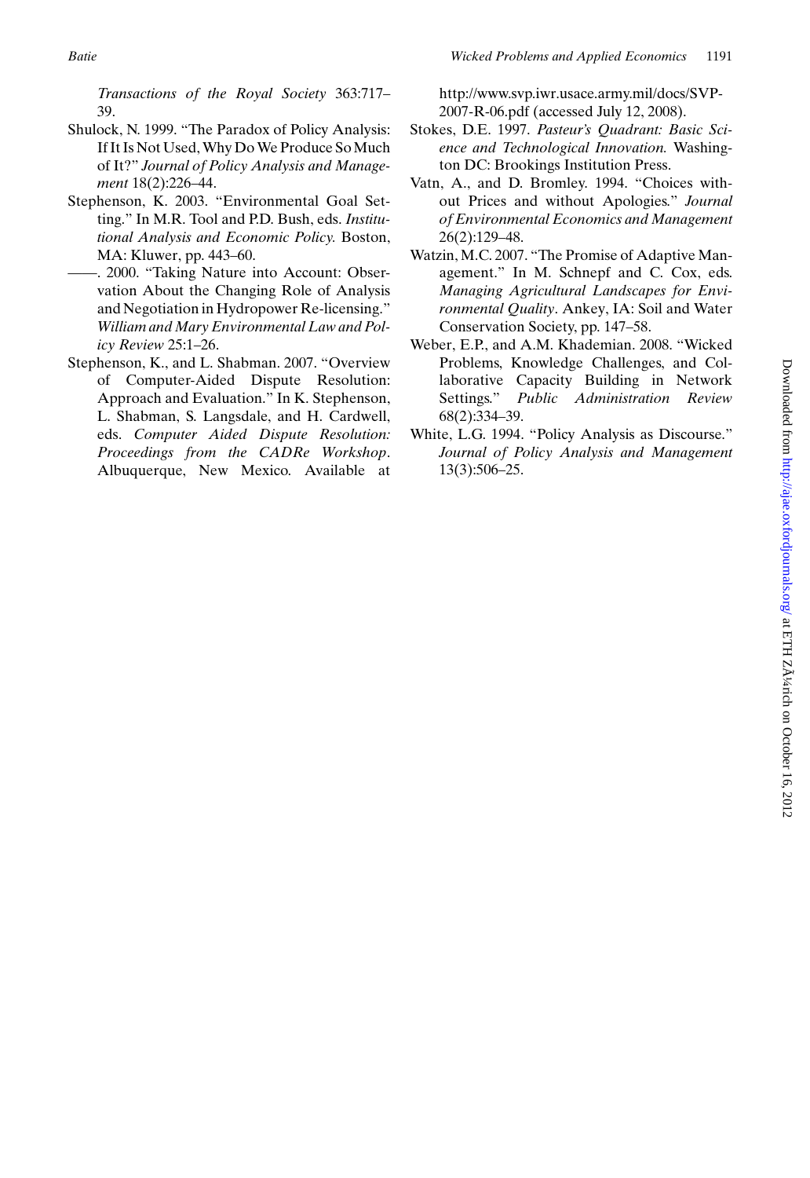Transactions of the Royal Society* 363:717–39.

Shulock, N. 1999. "The Paradox of Policy Analysis: If It Is Not Used, Why Do We Produce So Much of It?" *Journal of Policy Analysis and Management* 18(2):226–44.

Stephenson, K. 2003. "Environmental Goal Setting." In M.R. Tool and P.D. Bush, eds. *Institutional Analysis and Economic Policy.* Boston, MA: Kluwer, pp. 443–60.

——. 2000. "Taking Nature into Account: Observation About the Changing Role of Analysis and Negotiation in Hydropower Re-licensing." *William and Mary Environmental Law and Policy Review* 25:1–26.

Stephenson, K., and L. Shabman. 2007. "Overview of Computer-Aided Dispute Resolution: Approach and Evaluation." In K. Stephenson, L. Shabman, S. Langsdale, and H. Cardwell, eds. *Computer Aided Dispute Resolution: Proceedings from the CADRe Workshop*. Albuquerque, New Mexico. Available at http://www.svp.iwr.usace.army.mil/docs/SVP-2007-R-06.pdf (accessed July 12, 2008).

Stokes, D.E. 1997. *Pasteur's Quadrant: Basic Science and Technological Innovation.* Washington DC: Brookings Institution Press.

Vatn, A., and D. Bromley. 1994. "Choices without Prices and without Apologies." *Journal of Environmental Economics and Management* 26(2):129–48.

Watzin, M.C. 2007. "The Promise of Adaptive Management." In M. Schnepf and C. Cox, eds. *Managing Agricultural Landscapes for Environmental Quality*. Ankey, IA: Soil and Water Conservation Society, pp. 147–58.

Weber, E.P., and A.M. Khademian. 2008. "Wicked Problems, Knowledge Challenges, and Collaborative Capacity Building in Network Settings." *Public Administration Review* 68(2):334–39.

White, L.G. 1994. "Policy Analysis as Discourse." *Journal of Policy Analysis and Management* 13(3):506–25.